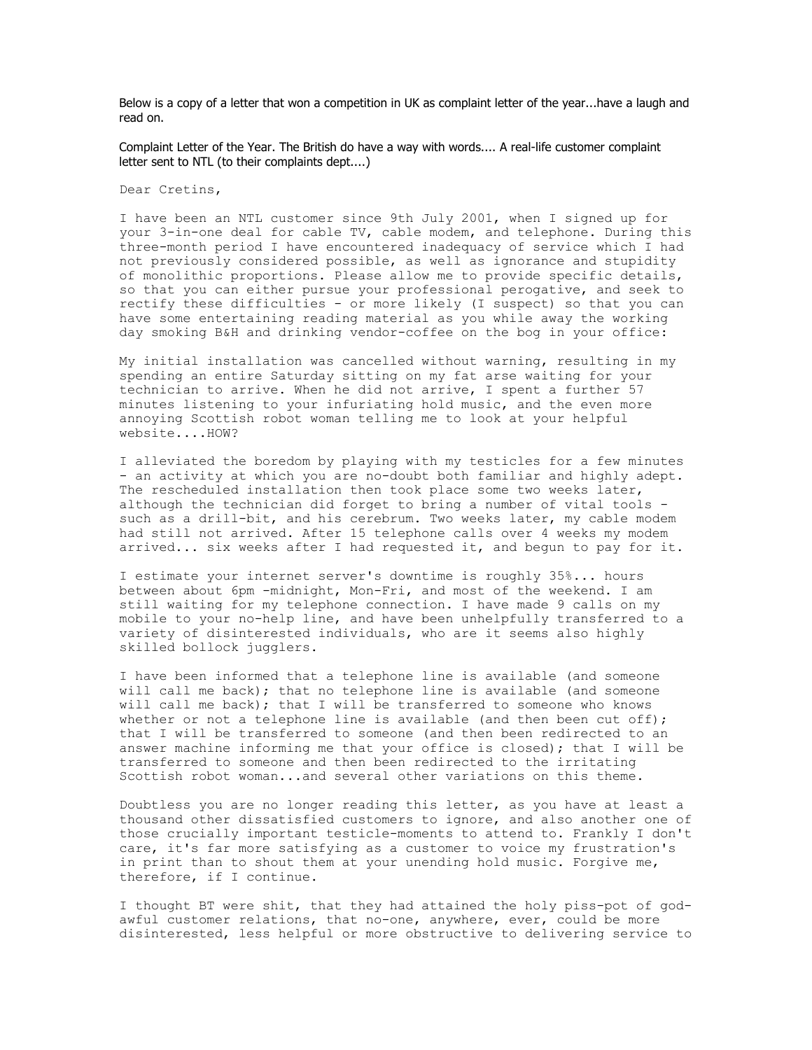Below is a copy of a letter that won a competition in UK as complaint letter of the year...have a laugh and read on.

Complaint Letter of the Year. The British do have a way with words.... A real-life customer complaint letter sent to NTL (to their complaints dept....)

Dear Cretins,

I have been an NTL customer since 9th July 2001, when I signed up for your 3-in-one deal for cable TV, cable modem, and telephone. During this three-month period I have encountered inadequacy of service which I had not previously considered possible, as well as ignorance and stupidity of monolithic proportions. Please allow me to provide specific details, so that you can either pursue your professional perogative, and seek to rectify these difficulties - or more likely (I suspect) so that you can have some entertaining reading material as you while away the working day smoking B&H and drinking vendor-coffee on the bog in your office:

My initial installation was cancelled without warning, resulting in my spending an entire Saturday sitting on my fat arse waiting for your technician to arrive. When he did not arrive, I spent a further 57 minutes listening to your infuriating hold music, and the even more annoying Scottish robot woman telling me to look at your helpful website....HOW?

I alleviated the boredom by playing with my testicles for a few minutes - an activity at which you are no-doubt both familiar and highly adept. The rescheduled installation then took place some two weeks later, although the technician did forget to bring a number of vital tools - such as a drill-bit, and his cerebrum. Two weeks later, my cable modem had still not arrived. After 15 telephone calls over 4 weeks my modem arrived... six weeks after I had requested it, and begun to pay for it.

I estimate your internet server's downtime is roughly 35%... hours between about 6pm -midnight, Mon-Fri, and most of the weekend. I am still waiting for my telephone connection. I have made 9 calls on my mobile to your no-help line, and have been unhelpfully transferred to a variety of disinterested individuals, who are it seems also highly skilled bollock jugglers.

I have been informed that a telephone line is available (and someone will call me back); that no telephone line is available (and someone will call me back); that I will be transferred to someone who knows whether or not a telephone line is available (and then been cut off); that I will be transferred to someone (and then been redirected to an answer machine informing me that your office is closed); that I will be transferred to someone and then been redirected to the irritating Scottish robot woman...and several other variations on this theme.

Doubtless you are no longer reading this letter, as you have at least a thousand other dissatisfied customers to ignore, and also another one of those crucially important testicle-moments to attend to. Frankly I don't care, it's far more satisfying as a customer to voice my frustration's in print than to shout them at your unending hold music. Forgive me, therefore, if I continue.

I thought BT were shit, that they had attained the holy piss-pot of god-awful customer relations, that no-one, anywhere, ever, could be more disinterested, less helpful or more obstructive to delivering service to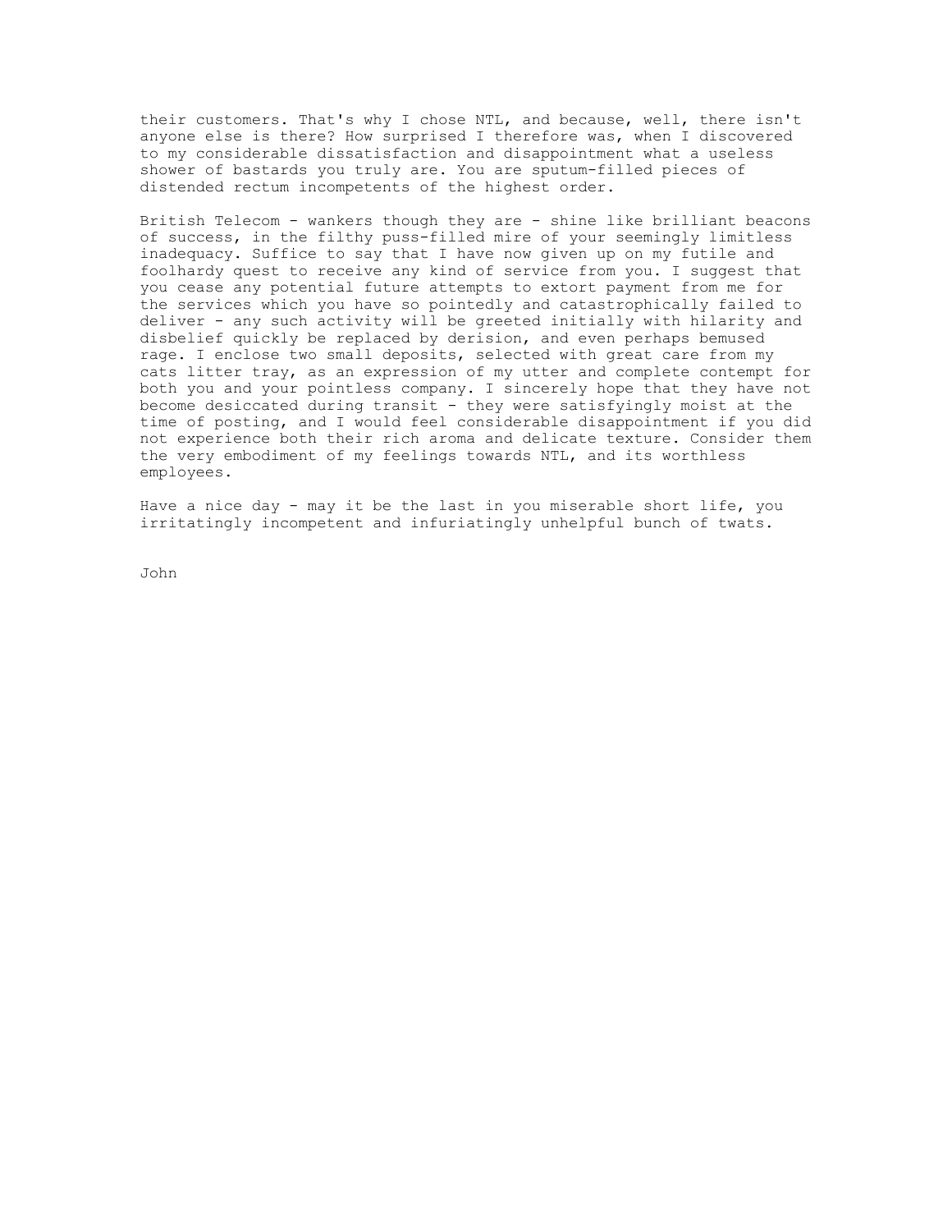their customers. That's why I chose NTL, and because, well, there isn't anyone else is there? How surprised I therefore was, when I discovered to my considerable dissatisfaction and disappointment what a useless shower of bastards you truly are. You are sputum-filled pieces of distended rectum incompetents of the highest order.

British Telecom - wankers though they are - shine like brilliant beacons of success, in the filthy puss-filled mire of your seemingly limitless inadequacy. Suffice to say that I have now given up on my futile and foolhardy quest to receive any kind of service from you. I suggest that you cease any potential future attempts to extort payment from me for the services which you have so pointedly and catastrophically failed to deliver - any such activity will be greeted initially with hilarity and disbelief quickly be replaced by derision, and even perhaps bemused rage. I enclose two small deposits, selected with great care from my cats litter tray, as an expression of my utter and complete contempt for both you and your pointless company. I sincerely hope that they have not become desiccated during transit - they were satisfyingly moist at the time of posting, and I would feel considerable disappointment if you did not experience both their rich aroma and delicate texture. Consider them the very embodiment of my feelings towards NTL, and its worthless employees.

Have a nice day - may it be the last in you miserable short life, you irritatingly incompetent and infuriatingly unhelpful bunch of twats.

John